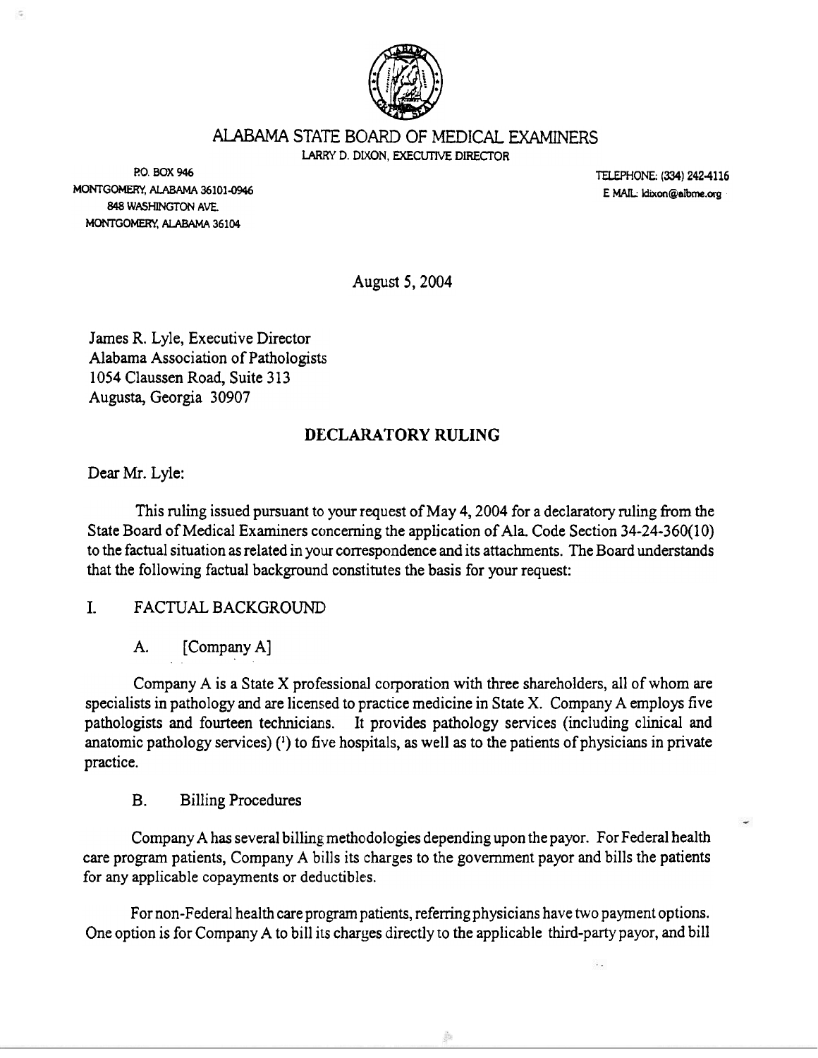# ALABAMA STATE BOARD OF MEDICAL EXAMINERS

LARRY D. DIXON, EXECUTIVE DIRECTOR

P.O. BOX 946
MONTGOMERY, ALABAMA 36101-0946
848 WASHINGTON AVE.
MONTGOMERY, ALABAMA 36104

TELEPHONE: (334) 242-4116
E MAIL: ldixon@albme.org

August 5, 2004

James R. Lyle, Executive Director
Alabama Association of Pathologists
1054 Claussen Road, Suite 313
Augusta, Georgia 30907

## DECLARATORY RULING

Dear Mr. Lyle:

This ruling issued pursuant to your request of May 4, 2004 for a declaratory ruling from the State Board of Medical Examiners concerning the application of Ala. Code Section 34-24-360(10) to the factual situation as related in your correspondence and its attachments. The Board understands that the following factual background constitutes the basis for your request:

## I. FACTUAL BACKGROUND

### A. [Company A]

Company A is a State X professional corporation with three shareholders, all of whom are specialists in pathology and are licensed to practice medicine in State X. Company A employs five pathologists and fourteen technicians. It provides pathology services (including clinical and anatomic pathology services) ([1]) to five hospitals, as well as to the patients of physicians in private practice.

### B. Billing Procedures

Company A has several billing methodologies depending upon the payor. For Federal health care program patients, Company A bills its charges to the government payor and bills the patients for any applicable copayments or deductibles.

For non-Federal health care program patients, referring physicians have two payment options. One option is for Company A to bill its charges directly to the applicable third-party payor, and bill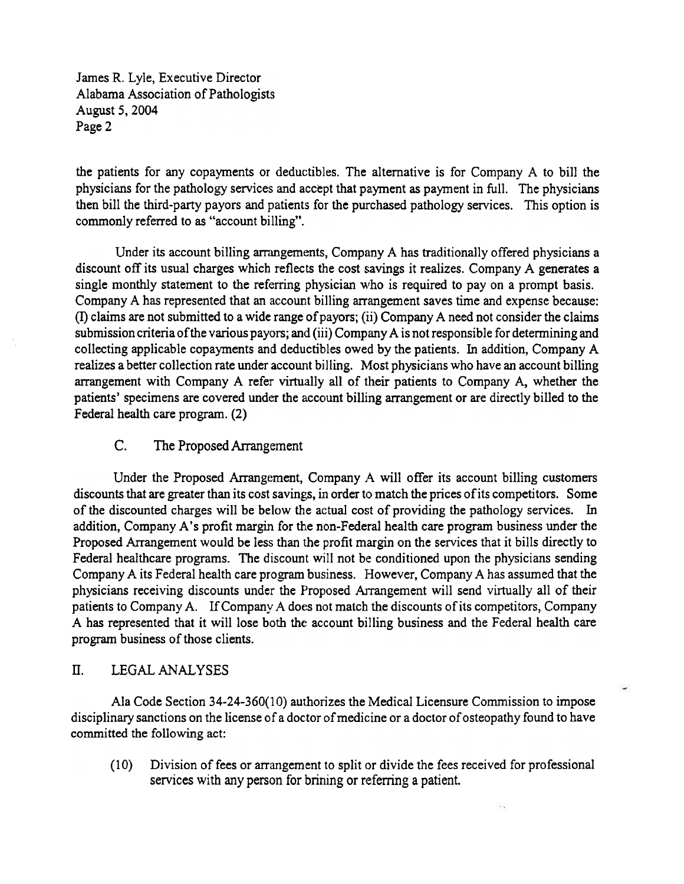the patients for any copayments or deductibles. The alternative is for Company A to bill the physicians for the pathology services and accept that payment as payment in full. The physicians then bill the third-party payors and patients for the purchased pathology services. This option is commonly referred to as "account billing".

Under its account billing arrangements, Company A has traditionally offered physicians a discount off its usual charges which reflects the cost savings it realizes. Company A generates a single monthly statement to the referring physician who is required to pay on a prompt basis. Company A has represented that an account billing arrangement saves time and expense because: (I) claims are not submitted to a wide range of payors; (ii) Company A need not consider the claims submission criteria of the various payors; and (iii) Company A is not responsible for determining and collecting applicable copayments and deductibles owed by the patients. In addition, Company A realizes a better collection rate under account billing. Most physicians who have an account billing arrangement with Company A refer virtually all of their patients to Company A, whether the patients' specimens are covered under the account billing arrangement or are directly billed to the Federal health care program. (2)

### C. The Proposed Arrangement

Under the Proposed Arrangement, Company A will offer its account billing customers discounts that are greater than its cost savings, in order to match the prices of its competitors. Some of the discounted charges will be below the actual cost of providing the pathology services. In addition, Company A's profit margin for the non-Federal health care program business under the Proposed Arrangement would be less than the profit margin on the services that it bills directly to Federal healthcare programs. The discount will not be conditioned upon the physicians sending Company A its Federal health care program business. However, Company A has assumed that the physicians receiving discounts under the Proposed Arrangement will send virtually all of their patients to Company A. If Company A does not match the discounts of its competitors, Company A has represented that it will lose both the account billing business and the Federal health care program business of those clients.

## II. LEGAL ANALYSES

Ala Code Section 34-24-360(10) authorizes the Medical Licensure Commission to impose disciplinary sanctions on the license of a doctor of medicine or a doctor of osteopathy found to have committed the following act:

> (10) Division of fees or arrangement to split or divide the fees received for professional services with any person for brining or referring a patient.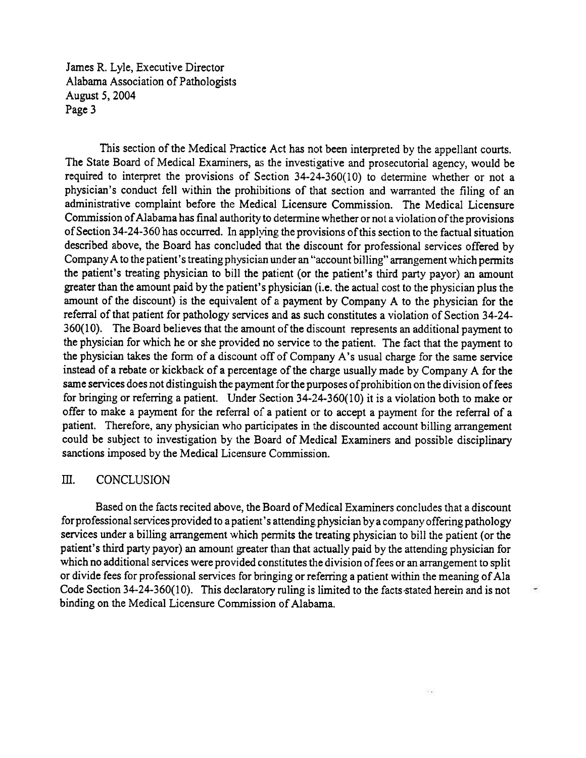This section of the Medical Practice Act has not been interpreted by the appellant courts. The State Board of Medical Examiners, as the investigative and prosecutorial agency, would be required to interpret the provisions of Section 34-24-360(10) to determine whether or not a physician's conduct fell within the prohibitions of that section and warranted the filing of an administrative complaint before the Medical Licensure Commission. The Medical Licensure Commission of Alabama has final authority to determine whether or not a violation of the provisions of Section 34-24-360 has occurred. In applying the provisions of this section to the factual situation described above, the Board has concluded that the discount for professional services offered by Company A to the patient's treating physician under an "account billing" arrangement which permits the patient's treating physician to bill the patient (or the patient's third party payor) an amount greater than the amount paid by the patient's physician (i.e. the actual cost to the physician plus the amount of the discount) is the equivalent of a payment by Company A to the physician for the referral of that patient for pathology services and as such constitutes a violation of Section 34-24-360(10). The Board believes that the amount of the discount represents an additional payment to the physician for which he or she provided no service to the patient. The fact that the payment to the physician takes the form of a discount off of Company A's usual charge for the same service instead of a rebate or kickback of a percentage of the charge usually made by Company A for the same services does not distinguish the payment for the purposes of prohibition on the division of fees for bringing or referring a patient. Under Section 34-24-360(10) it is a violation both to make or offer to make a payment for the referral of a patient or to accept a payment for the referral of a patient. Therefore, any physician who participates in the discounted account billing arrangement could be subject to investigation by the Board of Medical Examiners and possible disciplinary sanctions imposed by the Medical Licensure Commission.

## III. CONCLUSION

Based on the facts recited above, the Board of Medical Examiners concludes that a discount for professional services provided to a patient's attending physician by a company offering pathology services under a billing arrangement which permits the treating physician to bill the patient (or the patient's third party payor) an amount greater than that actually paid by the attending physician for which no additional services were provided constitutes the division of fees or an arrangement to split or divide fees for professional services for bringing or referring a patient within the meaning of Ala Code Section 34-24-360(10). This declaratory ruling is limited to the facts stated herein and is not binding on the Medical Licensure Commission of Alabama.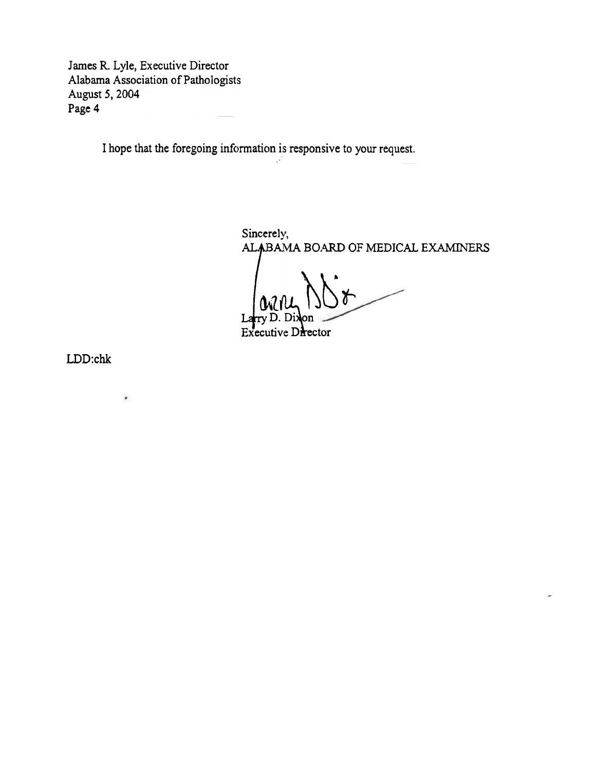James R. Lyle, Executive Director
Alabama Association of Pathologists
August 5, 2004
Page 4

I hope that the foregoing information is responsive to your request.

Sincerely,
ALABAMA BOARD OF MEDICAL EXAMINERS

Larry D. Dixon
Executive Director

LDD:chk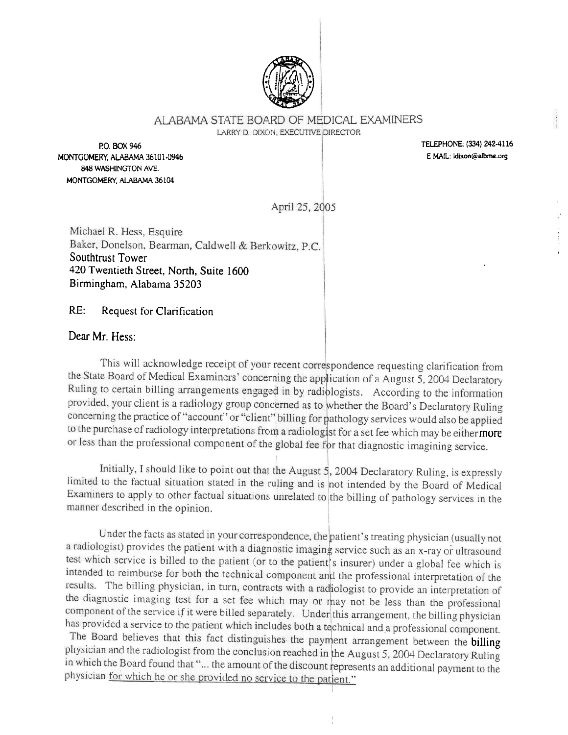# ALABAMA STATE BOARD OF MEDICAL EXAMINERS

LARRY D. DIXON, EXECUTIVE DIRECTOR

P.O. BOX 946
MONTGOMERY, ALABAMA 36101-0946
848 WASHINGTON AVE.
MONTGOMERY, ALABAMA 36104

TELEPHONE: (334) 242-4116
E MAIL: ldixon@albme.org

April 25, 2005

Michael R. Hess, Esquire
Baker, Donelson, Bearman, Caldwell & Berkowitz, P.C.
Southtrust Tower
420 Twentieth Street, North, Suite 1600
Birmingham, Alabama 35203

RE: Request for Clarification

Dear Mr. Hess:

This will acknowledge receipt of your recent correspondence requesting clarification from the State Board of Medical Examiners' concerning the application of a August 5, 2004 Declaratory Ruling to certain billing arrangements engaged in by radiologists. According to the information provided, your client is a radiology group concerned as to whether the Board's Declaratory Ruling concerning the practice of "account" or "client" billing for pathology services would also be applied to the purchase of radiology interpretations from a radiologist for a set fee which may be either more or less than the professional component of the global fee for that diagnostic imagining service.

Initially, I should like to point out that the August 5, 2004 Declaratory Ruling, is expressly limited to the factual situation stated in the ruling and is not intended by the Board of Medical Examiners to apply to other factual situations unrelated to the billing of pathology services in the manner described in the opinion.

Under the facts as stated in your correspondence, the patient's treating physician (usually not a radiologist) provides the patient with a diagnostic imaging service such as an x-ray or ultrasound test which service is billed to the patient (or to the patient's insurer) under a global fee which is intended to reimburse for both the technical component and the professional interpretation of the results. The billing physician, in turn, contracts with a radiologist to provide an interpretation of the diagnostic imaging test for a set fee which may or may not be less than the professional component of the service if it were billed separately. Under this arrangement, the billing physician has provided a service to the patient which includes both a technical and a professional component. The Board believes that this fact distinguishes the payment arrangement between the billing physician and the radiologist from the conclusion reached in the August 5, 2004 Declaratory Ruling in which the Board found that "... the amount of the discount represents an additional payment to the physician for which he or she provided no service to the patient."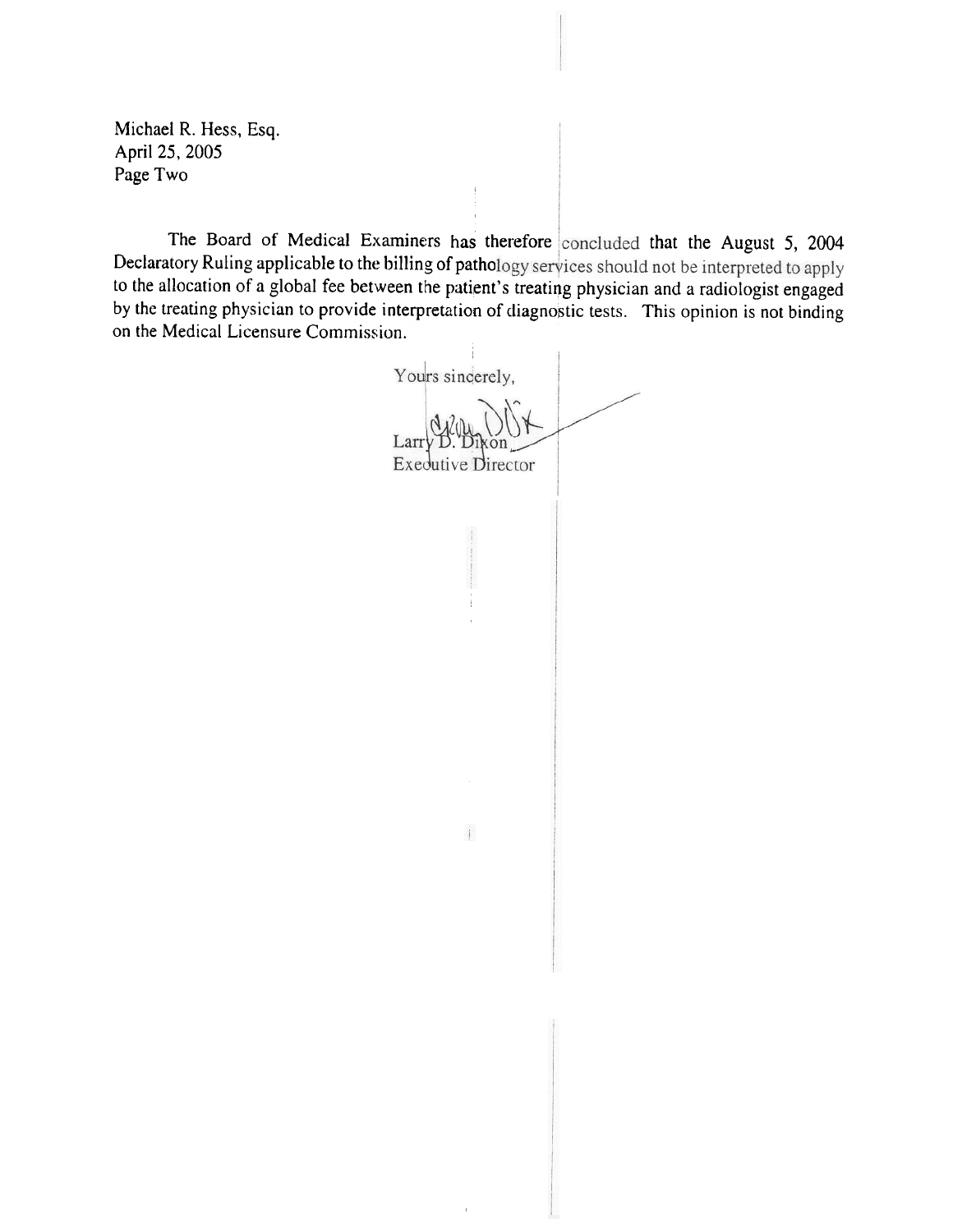Michael R. Hess, Esq.
April 25, 2005
Page Two

The Board of Medical Examiners has therefore concluded that the August 5, 2004 Declaratory Ruling applicable to the billing of pathology services should not be interpreted to apply to the allocation of a global fee between the patient's treating physician and a radiologist engaged by the treating physician to provide interpretation of diagnostic tests. This opinion is not binding on the Medical Licensure Commission.

Yours sincerely,

Larry D. Dixon
Executive Director